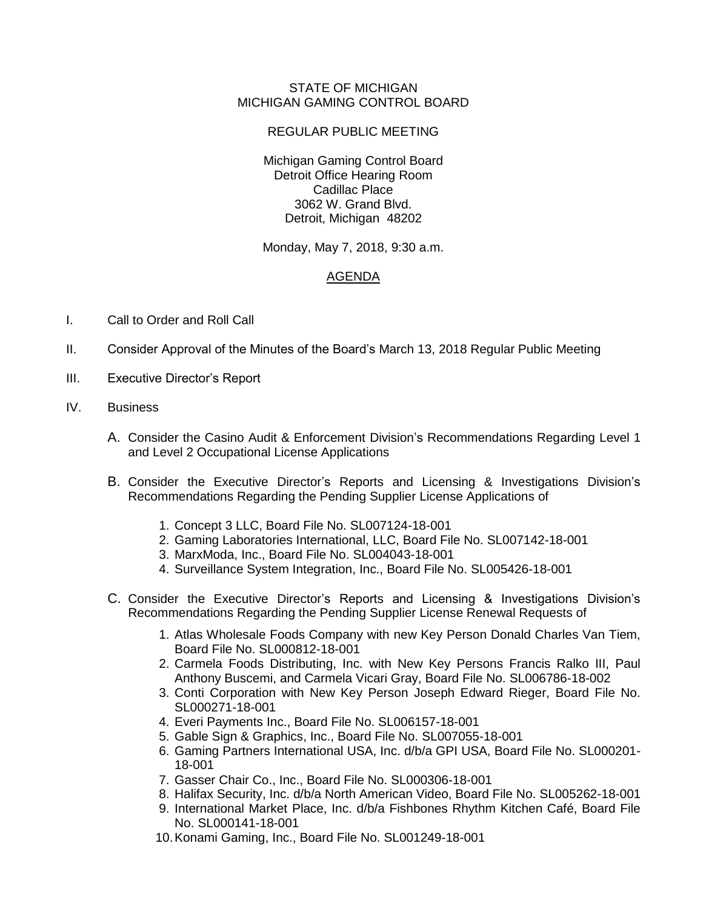STATE OF MICHIGAN
MICHIGAN GAMING CONTROL BOARD

REGULAR PUBLIC MEETING

Michigan Gaming Control Board
Detroit Office Hearing Room
Cadillac Place
3062 W. Grand Blvd.
Detroit, Michigan 48202

Monday, May 7, 2018, 9:30 a.m.

## AGENDA

I. Call to Order and Roll Call

II. Consider Approval of the Minutes of the Board's March 13, 2018 Regular Public Meeting

III. Executive Director's Report

IV. Business

A. Consider the Casino Audit & Enforcement Division's Recommendations Regarding Level 1 and Level 2 Occupational License Applications

B. Consider the Executive Director's Reports and Licensing & Investigations Division's Recommendations Regarding the Pending Supplier License Applications of

1. Concept 3 LLC, Board File No. SL007124-18-001
2. Gaming Laboratories International, LLC, Board File No. SL007142-18-001
3. MarxModa, Inc., Board File No. SL004043-18-001
4. Surveillance System Integration, Inc., Board File No. SL005426-18-001

C. Consider the Executive Director's Reports and Licensing & Investigations Division's Recommendations Regarding the Pending Supplier License Renewal Requests of

1. Atlas Wholesale Foods Company with new Key Person Donald Charles Van Tiem, Board File No. SL000812-18-001
2. Carmela Foods Distributing, Inc. with New Key Persons Francis Ralko III, Paul Anthony Buscemi, and Carmela Vicari Gray, Board File No. SL006786-18-002
3. Conti Corporation with New Key Person Joseph Edward Rieger, Board File No. SL000271-18-001
4. Everi Payments Inc., Board File No. SL006157-18-001
5. Gable Sign & Graphics, Inc., Board File No. SL007055-18-001
6. Gaming Partners International USA, Inc. d/b/a GPI USA, Board File No. SL000201-18-001
7. Gasser Chair Co., Inc., Board File No. SL000306-18-001
8. Halifax Security, Inc. d/b/a North American Video, Board File No. SL005262-18-001
9. International Market Place, Inc. d/b/a Fishbones Rhythm Kitchen Café, Board File No. SL000141-18-001
10. Konami Gaming, Inc., Board File No. SL001249-18-001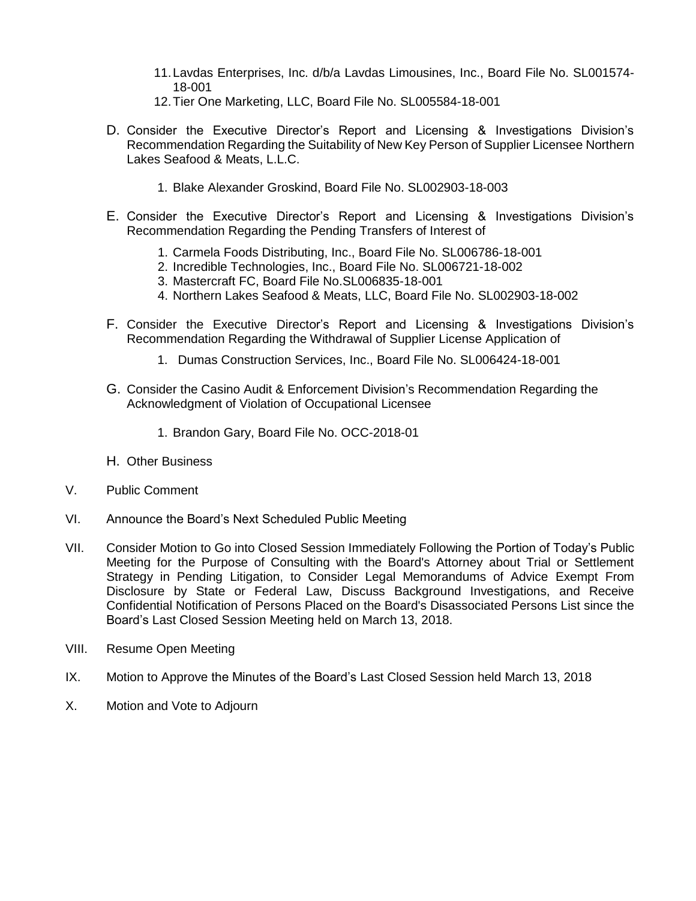11. Lavdas Enterprises, Inc. d/b/a Lavdas Limousines, Inc., Board File No. SL001574-18-001
12. Tier One Marketing, LLC, Board File No. SL005584-18-001

D. Consider the Executive Director's Report and Licensing & Investigations Division's Recommendation Regarding the Suitability of New Key Person of Supplier Licensee Northern Lakes Seafood & Meats, L.L.C.

1. Blake Alexander Groskind, Board File No. SL002903-18-003

E. Consider the Executive Director's Report and Licensing & Investigations Division's Recommendation Regarding the Pending Transfers of Interest of

1. Carmela Foods Distributing, Inc., Board File No. SL006786-18-001
2. Incredible Technologies, Inc., Board File No. SL006721-18-002
3. Mastercraft FC, Board File No.SL006835-18-001
4. Northern Lakes Seafood & Meats, LLC, Board File No. SL002903-18-002

F. Consider the Executive Director's Report and Licensing & Investigations Division's Recommendation Regarding the Withdrawal of Supplier License Application of

1. Dumas Construction Services, Inc., Board File No. SL006424-18-001

G. Consider the Casino Audit & Enforcement Division's Recommendation Regarding the Acknowledgment of Violation of Occupational Licensee

1. Brandon Gary, Board File No. OCC-2018-01

H. Other Business

V. Public Comment

VI. Announce the Board's Next Scheduled Public Meeting

VII. Consider Motion to Go into Closed Session Immediately Following the Portion of Today's Public Meeting for the Purpose of Consulting with the Board's Attorney about Trial or Settlement Strategy in Pending Litigation, to Consider Legal Memorandums of Advice Exempt From Disclosure by State or Federal Law, Discuss Background Investigations, and Receive Confidential Notification of Persons Placed on the Board's Disassociated Persons List since the Board's Last Closed Session Meeting held on March 13, 2018.

VIII. Resume Open Meeting

IX. Motion to Approve the Minutes of the Board's Last Closed Session held March 13, 2018

X. Motion and Vote to Adjourn